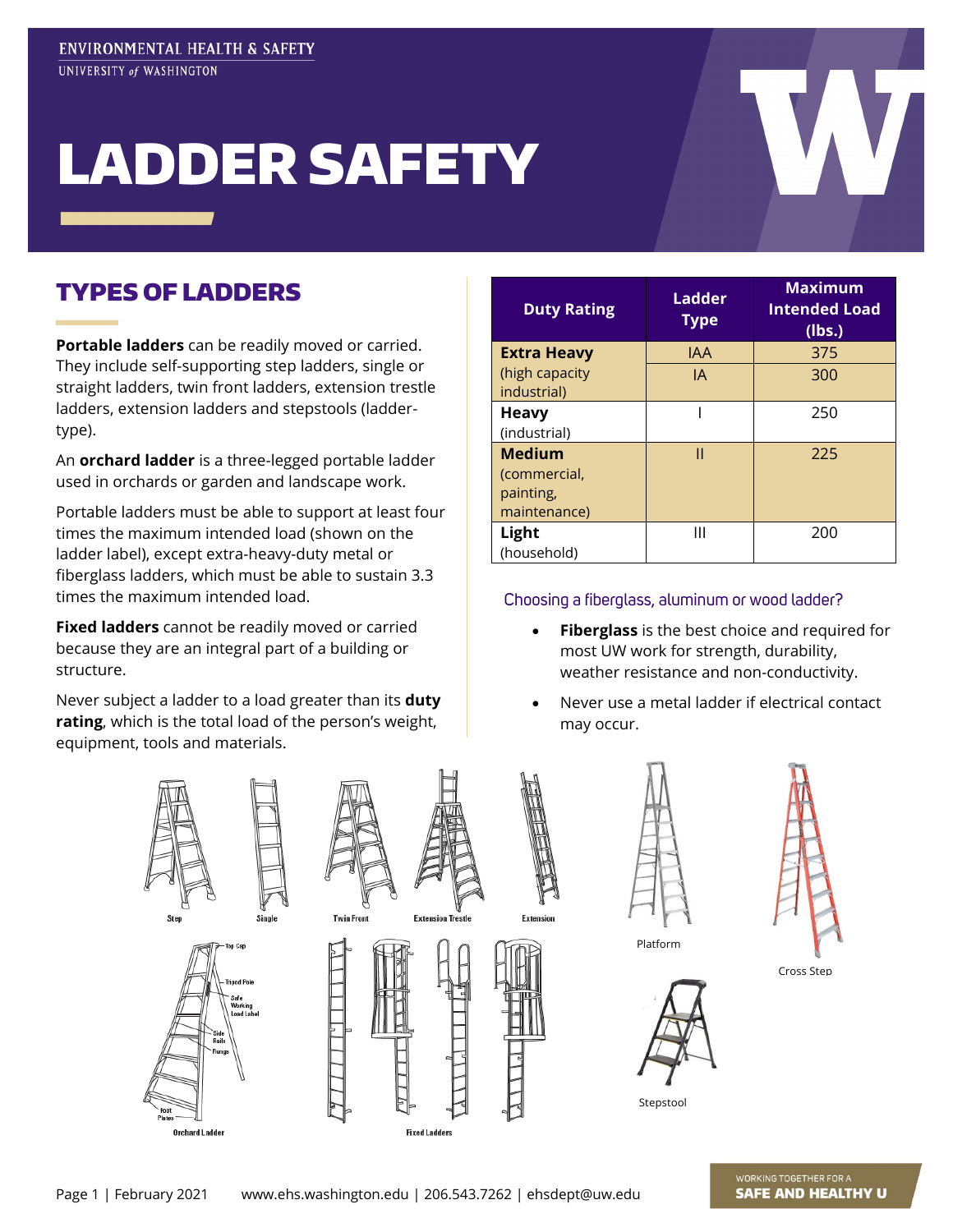ENVIRONMENTAL HEALTH & SAFETY
UNIVERSITY of WASHINGTON

# LADDER SAFETY

## TYPES OF LADDERS

**Portable ladders** can be readily moved or carried. They include self-supporting step ladders, single or straight ladders, twin front ladders, extension trestle ladders, extension ladders and stepstools (ladder-type).

An **orchard ladder** is a three-legged portable ladder used in orchards or garden and landscape work.

Portable ladders must be able to support at least four times the maximum intended load (shown on the ladder label), except extra-heavy-duty metal or fiberglass ladders, which must be able to sustain 3.3 times the maximum intended load.

**Fixed ladders** cannot be readily moved or carried because they are an integral part of a building or structure.

Never subject a ladder to a load greater than its **duty rating**, which is the total load of the person's weight, equipment, tools and materials.

| Duty Rating | Ladder Type | Maximum Intended Load (lbs.) |
|---|---|---|
| **Extra Heavy** (high capacity industrial) | IAA | 375 |
| | IA | 300 |
| **Heavy** (industrial) | I | 250 |
| **Medium** (commercial, painting, maintenance) | II | 225 |
| **Light** (household) | III | 200 |

### Choosing a fiberglass, aluminum or wood ladder?

- **Fiberglass** is the best choice and required for most UW work for strength, durability, weather resistance and non-conductivity.
- Never use a metal ladder if electrical contact may occur.

Step | Single | Twin Front | Extension Trestle | Extension

Platform | Cross Step | Stepstool

Orchard Ladder (Top Cap, Tripod Pole, Safe Working Load Label, Side Rails, Rungs, Foot Plates)

Fixed Ladders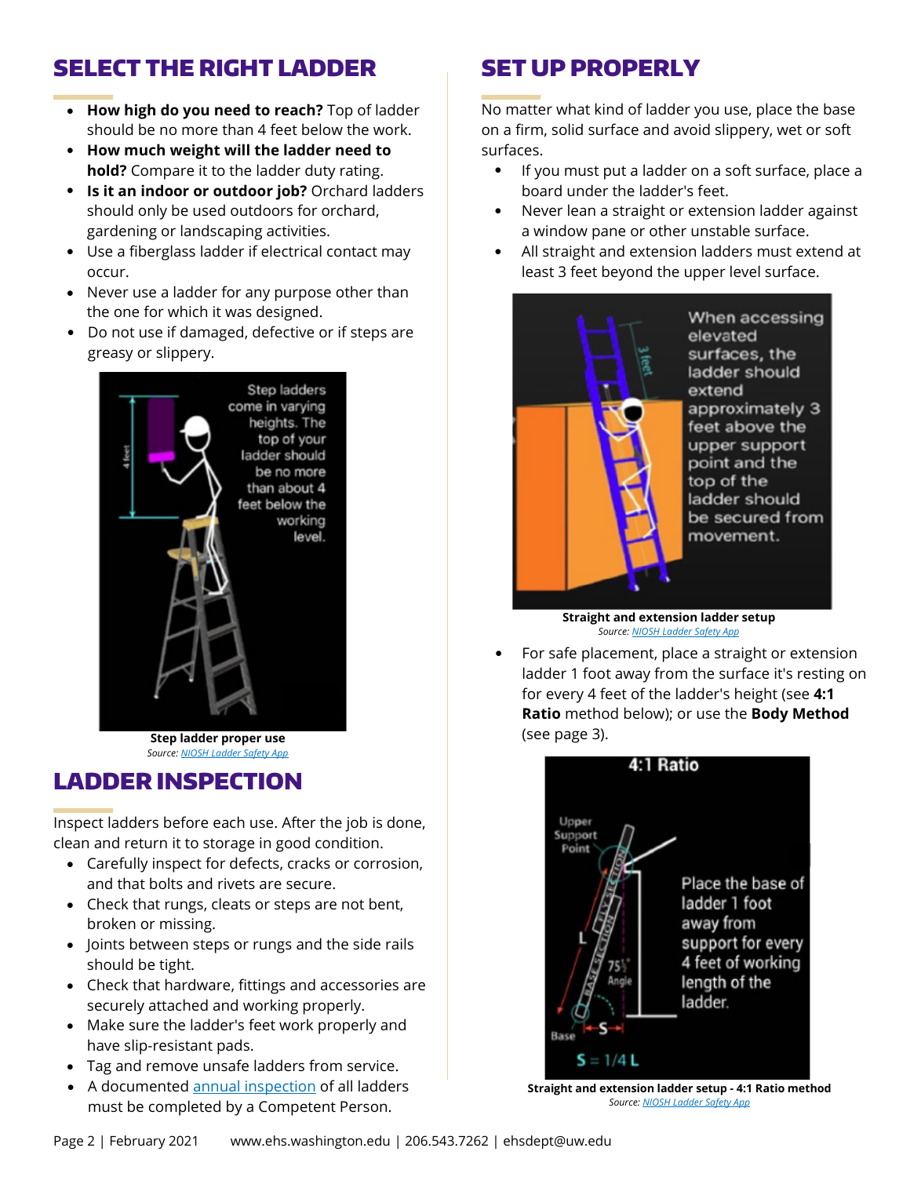## SELECT THE RIGHT LADDER

- **How high do you need to reach?** Top of ladder should be no more than 4 feet below the work.
- **How much weight will the ladder need to hold?** Compare it to the ladder duty rating.
- **Is it an indoor or outdoor job?** Orchard ladders should only be used outdoors for orchard, gardening or landscaping activities.
- Use a fiberglass ladder if electrical contact may occur.
- Never use a ladder for any purpose other than the one for which it was designed.
- Do not use if damaged, defective or if steps are greasy or slippery.

**Step ladder proper use**
*Source: NIOSH Ladder Safety App*

## LADDER INSPECTION

Inspect ladders before each use. After the job is done, clean and return it to storage in good condition.

- Carefully inspect for defects, cracks or corrosion, and that bolts and rivets are secure.
- Check that rungs, cleats or steps are not bent, broken or missing.
- Joints between steps or rungs and the side rails should be tight.
- Check that hardware, fittings and accessories are securely attached and working properly.
- Make sure the ladder's feet work properly and have slip-resistant pads.
- Tag and remove unsafe ladders from service.
- A documented annual inspection of all ladders must be completed by a Competent Person.

## SET UP PROPERLY

No matter what kind of ladder you use, place the base on a firm, solid surface and avoid slippery, wet or soft surfaces.

- If you must put a ladder on a soft surface, place a board under the ladder's feet.
- Never lean a straight or extension ladder against a window pane or other unstable surface.
- All straight and extension ladders must extend at least 3 feet beyond the upper level surface.

**Straight and extension ladder setup**
*Source: NIOSH Ladder Safety App*

- For safe placement, place a straight or extension ladder 1 foot away from the surface it's resting on for every 4 feet of the ladder's height (see **4:1 Ratio** method below); or use the **Body Method** (see page 3).

**Straight and extension ladder setup - 4:1 Ratio method**
*Source: NIOSH Ladder Safety App*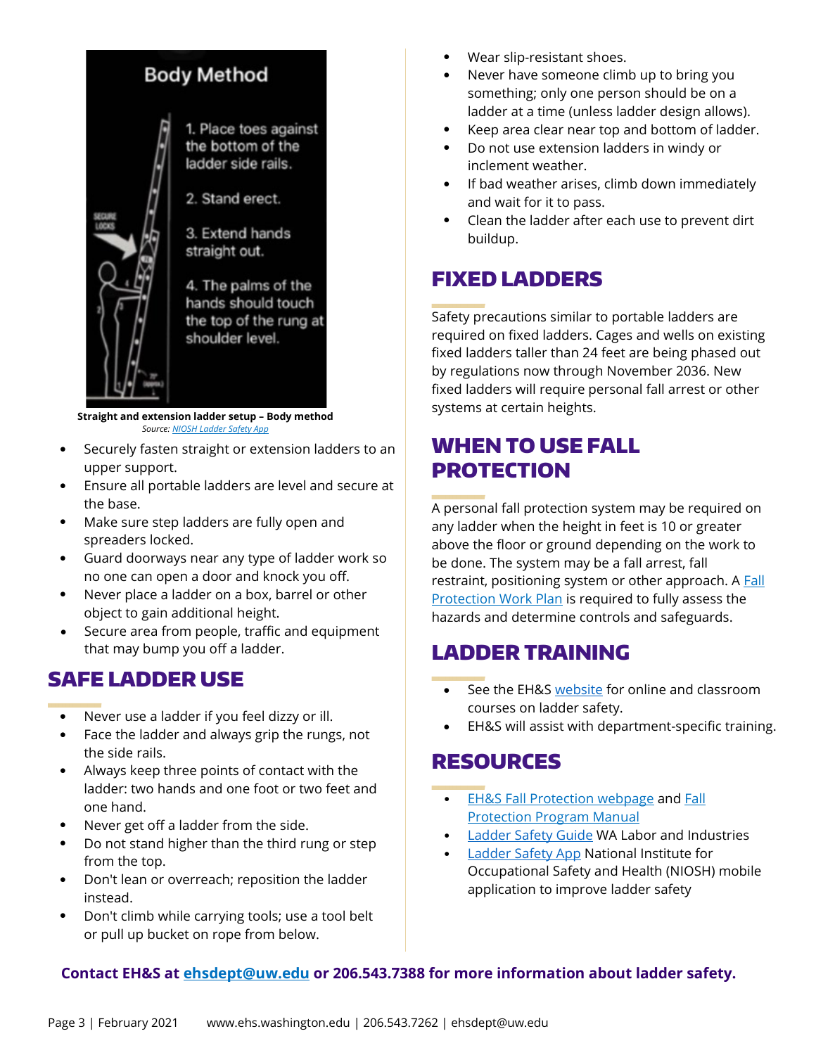Body Method

1. Place toes against the bottom of the ladder side rails.

2. Stand erect.

3. Extend hands straight out.

4. The palms of the hands should touch the top of the rung at shoulder level.

**Straight and extension ladder setup – Body method**

*Source: NIOSH Ladder Safety App*

- Securely fasten straight or extension ladders to an upper support.
- Ensure all portable ladders are level and secure at the base.
- Make sure step ladders are fully open and spreaders locked.
- Guard doorways near any type of ladder work so no one can open a door and knock you off.
- Never place a ladder on a box, barrel or other object to gain additional height.
- Secure area from people, traffic and equipment that may bump you off a ladder.

## SAFE LADDER USE

- Never use a ladder if you feel dizzy or ill.
- Face the ladder and always grip the rungs, not the side rails.
- Always keep three points of contact with the ladder: two hands and one foot or two feet and one hand.
- Never get off a ladder from the side.
- Do not stand higher than the third rung or step from the top.
- Don't lean or overreach; reposition the ladder instead.
- Don't climb while carrying tools; use a tool belt or pull up bucket on rope from below.
- Wear slip-resistant shoes.
- Never have someone climb up to bring you something; only one person should be on a ladder at a time (unless ladder design allows).
- Keep area clear near top and bottom of ladder.
- Do not use extension ladders in windy or inclement weather.
- If bad weather arises, climb down immediately and wait for it to pass.
- Clean the ladder after each use to prevent dirt buildup.

## FIXED LADDERS

Safety precautions similar to portable ladders are required on fixed ladders. Cages and wells on existing fixed ladders taller than 24 feet are being phased out by regulations now through November 2036. New fixed ladders will require personal fall arrest or other systems at certain heights.

## WHEN TO USE FALL PROTECTION

A personal fall protection system may be required on any ladder when the height in feet is 10 or greater above the floor or ground depending on the work to be done. The system may be a fall arrest, fall restraint, positioning system or other approach. A Fall Protection Work Plan is required to fully assess the hazards and determine controls and safeguards.

## LADDER TRAINING

- See the EH&S website for online and classroom courses on ladder safety.
- EH&S will assist with department-specific training.

## RESOURCES

- EH&S Fall Protection webpage and Fall Protection Program Manual
- Ladder Safety Guide WA Labor and Industries
- Ladder Safety App National Institute for Occupational Safety and Health (NIOSH) mobile application to improve ladder safety

**Contact EH&S at ehsdept@uw.edu or 206.543.7388 for more information about ladder safety.**